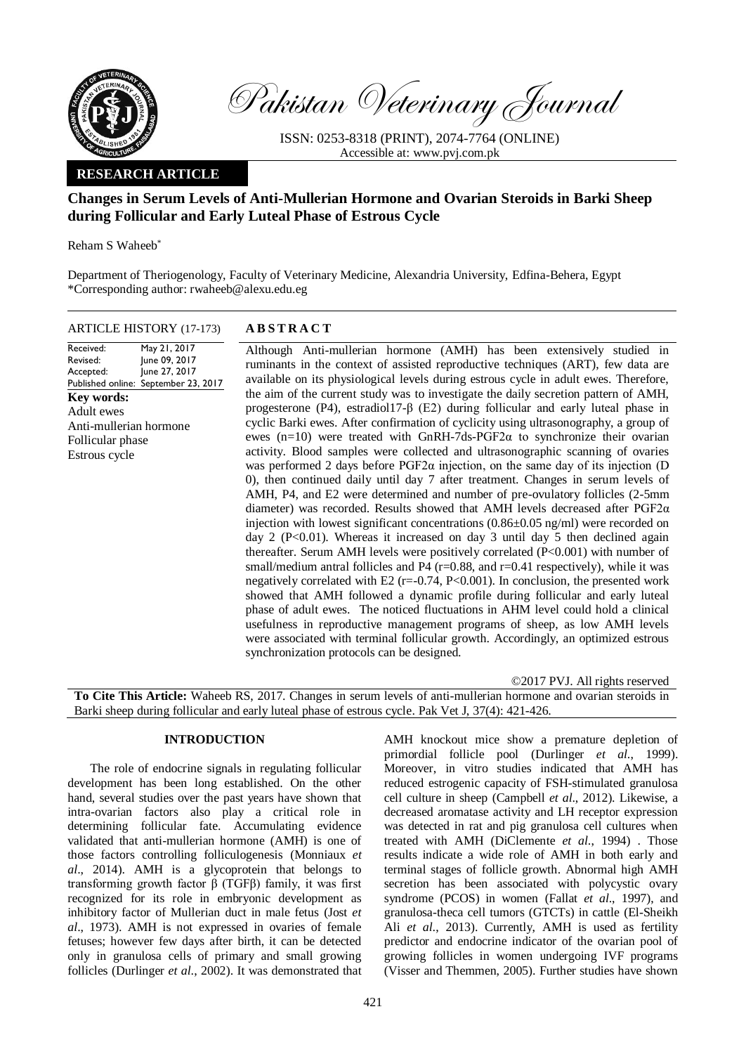*Pakistan Veterinary Journal*

ISSN: 0253-8318 (PRINT), 2074-7764 (ONLINE)
Accessible at: www.pvj.com.pk

**RESEARCH ARTICLE**

# Changes in Serum Levels of Anti-Mullerian Hormone and Ovarian Steroids in Barki Sheep during Follicular and Early Luteal Phase of Estrous Cycle

Reham S Waheeb*

Department of Theriogenology, Faculty of Veterinary Medicine, Alexandria University, Edfina-Behera, Egypt
*Corresponding author: rwaheeb@alexu.edu.eg

**ARTICLE HISTORY** (17-173)

| | |
|---|---|
| Received: | May 21, 2017 |
| Revised: | June 09, 2017 |
| Accepted: | June 27, 2017 |
| Published online: | September 23, 2017 |

**Key words:**
Adult ewes
Anti-mullerian hormone
Follicular phase
Estrous cycle

## ABSTRACT

Although Anti-mullerian hormone (AMH) has been extensively studied in ruminants in the context of assisted reproductive techniques (ART), few data are available on its physiological levels during estrous cycle in adult ewes. Therefore, the aim of the current study was to investigate the daily secretion pattern of AMH, progesterone (P4), estradiol17-β (E2) during follicular and early luteal phase in cyclic Barki ewes. After confirmation of cyclicity using ultrasonography, a group of ewes (n=10) were treated with GnRH-7ds-PGF2α to synchronize their ovarian activity. Blood samples were collected and ultrasonographic scanning of ovaries was performed 2 days before PGF2α injection, on the same day of its injection (D 0), then continued daily until day 7 after treatment. Changes in serum levels of AMH, P4, and E2 were determined and number of pre-ovulatory follicles (2-5mm diameter) was recorded. Results showed that AMH levels decreased after PGF2α injection with lowest significant concentrations (0.86±0.05 ng/ml) were recorded on day 2 (P<0.01). Whereas it increased on day 3 until day 5 then declined again thereafter. Serum AMH levels were positively correlated (P<0.001) with number of small/medium antral follicles and P4 (r=0.88, and r=0.41 respectively), while it was negatively correlated with E2 (r=-0.74, P<0.001). In conclusion, the presented work showed that AMH followed a dynamic profile during follicular and early luteal phase of adult ewes. The noticed fluctuations in AHM level could hold a clinical usefulness in reproductive management programs of sheep, as low AMH levels were associated with terminal follicular growth. Accordingly, an optimized estrous synchronization protocols can be designed.

©2017 PVJ. All rights reserved

**To Cite This Article:** Waheeb RS, 2017. Changes in serum levels of anti-mullerian hormone and ovarian steroids in Barki sheep during follicular and early luteal phase of estrous cycle. Pak Vet J, 37(4): 421-426.

## INTRODUCTION

The role of endocrine signals in regulating follicular development has been long established. On the other hand, several studies over the past years have shown that intra-ovarian factors also play a critical role in determining follicular fate. Accumulating evidence validated that anti-mullerian hormone (AMH) is one of those factors controlling folliculogenesis (Monniaux *et al*., 2014). AMH is a glycoprotein that belongs to transforming growth factor β (TGFβ) family, it was first recognized for its role in embryonic development as inhibitory factor of Mullerian duct in male fetus (Jost *et al*., 1973). AMH is not expressed in ovaries of female fetuses; however few days after birth, it can be detected only in granulosa cells of primary and small growing follicles (Durlinger *et al*., 2002). It was demonstrated that AMH knockout mice show a premature depletion of primordial follicle pool (Durlinger *et al*., 1999). Moreover, in vitro studies indicated that AMH has reduced estrogenic capacity of FSH-stimulated granulosa cell culture in sheep (Campbell *et al*., 2012). Likewise, a decreased aromatase activity and LH receptor expression was detected in rat and pig granulosa cell cultures when treated with AMH (DiClemente *et al*., 1994) . Those results indicate a wide role of AMH in both early and terminal stages of follicle growth. Abnormal high AMH secretion has been associated with polycystic ovary syndrome (PCOS) in women (Fallat *et al*., 1997), and granulosa-theca cell tumors (GTCTs) in cattle (El-Sheikh Ali *et al*., 2013). Currently, AMH is used as fertility predictor and endocrine indicator of the ovarian pool of growing follicles in women undergoing IVF programs (Visser and Themmen, 2005). Further studies have shown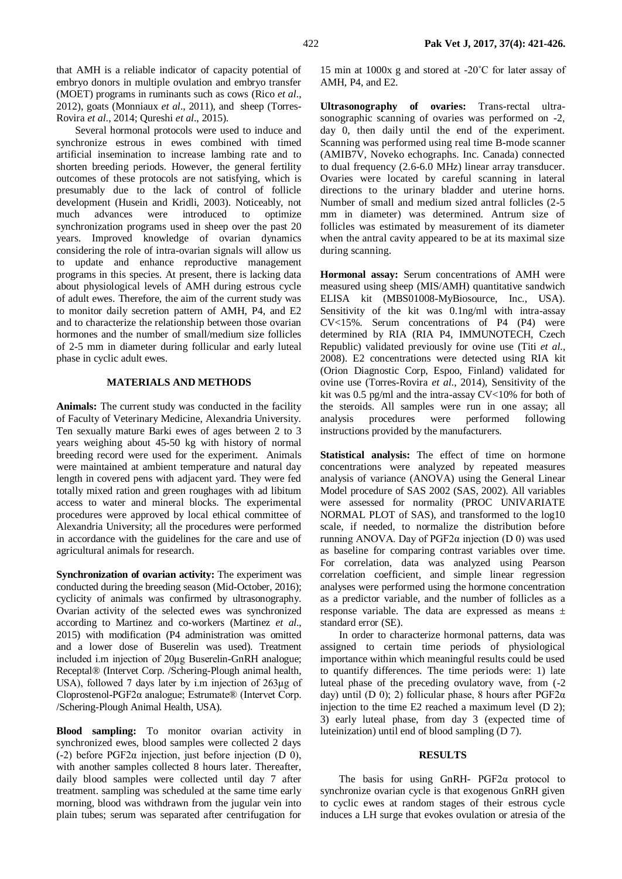that AMH is a reliable indicator of capacity potential of embryo donors in multiple ovulation and embryo transfer (MOET) programs in ruminants such as cows (Rico *et al*., 2012), goats (Monniaux *et al*., 2011), and sheep (Torres-Rovira *et al*., 2014; Qureshi *et al*., 2015).

Several hormonal protocols were used to induce and synchronize estrous in ewes combined with timed artificial insemination to increase lambing rate and to shorten breeding periods. However, the general fertility outcomes of these protocols are not satisfying, which is presumably due to the lack of control of follicle development (Husein and Kridli, 2003). Noticeably, not much advances were introduced to optimize synchronization programs used in sheep over the past 20 years. Improved knowledge of ovarian dynamics considering the role of intra-ovarian signals will allow us to update and enhance reproductive management programs in this species. At present, there is lacking data about physiological levels of AMH during estrous cycle of adult ewes. Therefore, the aim of the current study was to monitor daily secretion pattern of AMH, P4, and E2 and to characterize the relationship between those ovarian hormones and the number of small/medium size follicles of 2-5 mm in diameter during follicular and early luteal phase in cyclic adult ewes.

## MATERIALS AND METHODS

**Animals:** The current study was conducted in the facility of Faculty of Veterinary Medicine, Alexandria University. Ten sexually mature Barki ewes of ages between 2 to 3 years weighing about 45-50 kg with history of normal breeding record were used for the experiment. Animals were maintained at ambient temperature and natural day length in covered pens with adjacent yard. They were fed totally mixed ration and green roughages with ad libitum access to water and mineral blocks. The experimental procedures were approved by local ethical committee of Alexandria University; all the procedures were performed in accordance with the guidelines for the care and use of agricultural animals for research.

**Synchronization of ovarian activity:** The experiment was conducted during the breeding season (Mid-October, 2016); cyclicity of animals was confirmed by ultrasonography. Ovarian activity of the selected ewes was synchronized according to Martinez and co-workers (Martinez *et al*., 2015) with modification (P4 administration was omitted and a lower dose of Buserelin was used). Treatment included i.m injection of 20µg Buserelin-GnRH analogue; Receptal® (Intervet Corp. /Schering-Plough animal health, USA), followed 7 days later by i.m injection of 263µg of Cloprostenol-PGF2α analogue; Estrumate® (Intervet Corp. /Schering-Plough Animal Health, USA).

**Blood sampling:** To monitor ovarian activity in synchronized ewes, blood samples were collected 2 days (-2) before PGF2α injection, just before injection (D 0), with another samples collected 8 hours later. Thereafter, daily blood samples were collected until day 7 after treatment. sampling was scheduled at the same time early morning, blood was withdrawn from the jugular vein into plain tubes; serum was separated after centrifugation for 15 min at 1000x g and stored at -20˚C for later assay of AMH, P4, and E2.

**Ultrasonography of ovaries:** Trans-rectal ultrasonographic scanning of ovaries was performed on -2, day 0, then daily until the end of the experiment. Scanning was performed using real time B-mode scanner (AMIB7V, Noveko echographs. Inc. Canada) connected to dual frequency (2.6-6.0 MHz) linear array transducer. Ovaries were located by careful scanning in lateral directions to the urinary bladder and uterine horns. Number of small and medium sized antral follicles (2-5 mm in diameter) was determined. Antrum size of follicles was estimated by measurement of its diameter when the antral cavity appeared to be at its maximal size during scanning.

**Hormonal assay:** Serum concentrations of AMH were measured using sheep (MIS/AMH) quantitative sandwich ELISA kit (MBS01008-MyBiosource, Inc., USA). Sensitivity of the kit was 0.1ng/ml with intra-assay CV<15%. Serum concentrations of P4 (P4) were determined by RIA (RIA P4, IMMUNOTECH, Czech Republic) validated previously for ovine use (Titi *et al*., 2008). E2 concentrations were detected using RIA kit (Orion Diagnostic Corp, Espoo, Finland) validated for ovine use (Torres-Rovira *et al*., 2014), Sensitivity of the kit was 0.5 pg/ml and the intra-assay CV<10% for both of the steroids. All samples were run in one assay; all analysis procedures were performed following instructions provided by the manufacturers.

**Statistical analysis:** The effect of time on hormone concentrations were analyzed by repeated measures analysis of variance (ANOVA) using the General Linear Model procedure of SAS 2002 (SAS, 2002). All variables were assessed for normality (PROC UNIVARIATE NORMAL PLOT of SAS), and transformed to the log10 scale, if needed, to normalize the distribution before running ANOVA. Day of PGF2α injection (D 0) was used as baseline for comparing contrast variables over time. For correlation, data was analyzed using Pearson correlation coefficient, and simple linear regression analyses were performed using the hormone concentration as a predictor variable, and the number of follicles as a response variable. The data are expressed as means ± standard error (SE).

In order to characterize hormonal patterns, data was assigned to certain time periods of physiological importance within which meaningful results could be used to quantify differences. The time periods were: 1) late luteal phase of the preceding ovulatory wave, from (-2 day) until (D 0); 2) follicular phase, 8 hours after PGF2α injection to the time E2 reached a maximum level (D 2); 3) early luteal phase, from day 3 (expected time of luteinization) until end of blood sampling (D 7).

## RESULTS

The basis for using GnRH- PGF2α protocol to synchronize ovarian cycle is that exogenous GnRH given to cyclic ewes at random stages of their estrous cycle induces a LH surge that evokes ovulation or atresia of the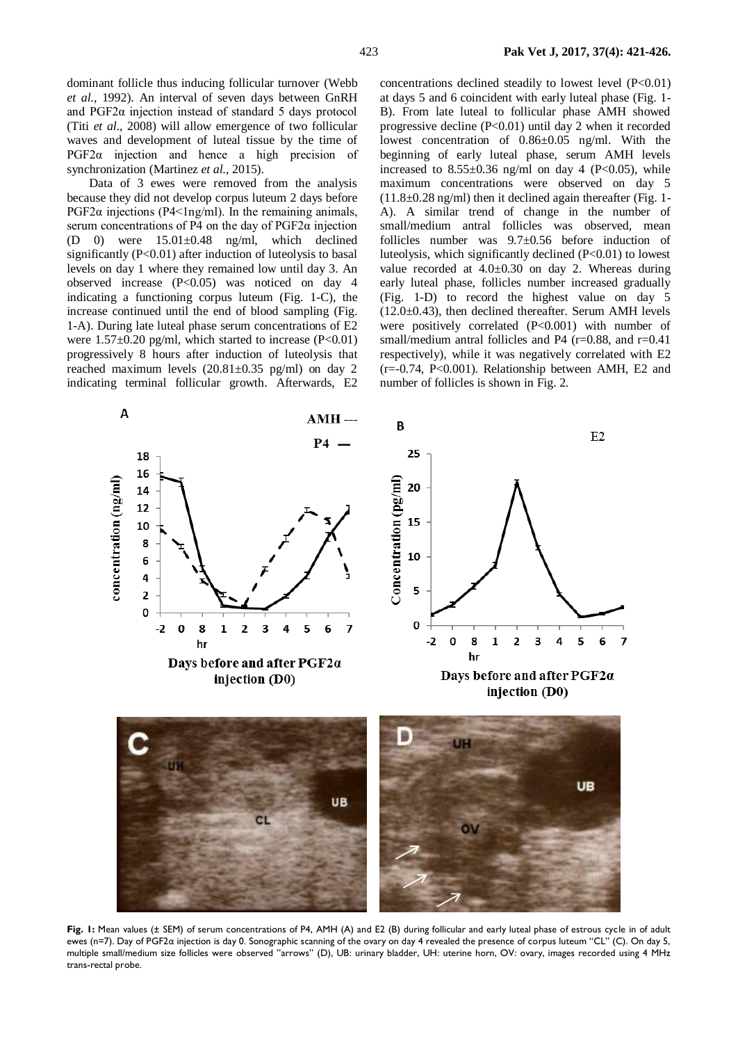dominant follicle thus inducing follicular turnover (Webb *et al.*, 1992). An interval of seven days between GnRH and PGF2α injection instead of standard 5 days protocol (Titi *et al*., 2008) will allow emergence of two follicular waves and development of luteal tissue by the time of PGF2α injection and hence a high precision of synchronization (Martinez *et al.*, 2015).

Data of 3 ewes were removed from the analysis because they did not develop corpus luteum 2 days before PGF2α injections (P4<1ng/ml). In the remaining animals, serum concentrations of P4 on the day of PGF2α injection (D 0) were 15.01±0.48 ng/ml, which declined significantly (P<0.01) after induction of luteolysis to basal levels on day 1 where they remained low until day 3. An observed increase (P<0.05) was noticed on day 4 indicating a functioning corpus luteum (Fig. 1-C), the increase continued until the end of blood sampling (Fig. 1-A). During late luteal phase serum concentrations of E2 were 1.57±0.20 pg/ml, which started to increase (P<0.01) progressively 8 hours after induction of luteolysis that reached maximum levels (20.81±0.35 pg/ml) on day 2 indicating terminal follicular growth. Afterwards, E2 concentrations declined steadily to lowest level (P<0.01) at days 5 and 6 coincident with early luteal phase (Fig. 1-B). From late luteal to follicular phase AMH showed progressive decline (P<0.01) until day 2 when it recorded lowest concentration of 0.86±0.05 ng/ml. With the beginning of early luteal phase, serum AMH levels increased to 8.55±0.36 ng/ml on day 4 (P<0.05), while maximum concentrations were observed on day 5 (11.8±0.28 ng/ml) then it declined again thereafter (Fig. 1-A). A similar trend of change in the number of small/medium antral follicles was observed, mean follicles number was 9.7±0.56 before induction of luteolysis, which significantly declined (P<0.01) to lowest value recorded at 4.0±0.30 on day 2. Whereas during early luteal phase, follicles number increased gradually (Fig. 1-D) to record the highest value on day 5 (12.0±0.43), then declined thereafter. Serum AMH levels were positively correlated (P<0.001) with number of small/medium antral follicles and P4 (r=0.88, and r=0.41 respectively), while it was negatively correlated with E2 (r=-0.74, P<0.001). Relationship between AMH, E2 and number of follicles is shown in Fig. 2.

**Fig. 1:** Mean values (± SEM) of serum concentrations of P4, AMH (A) and E2 (B) during follicular and early luteal phase of estrous cycle in of adult ewes (n=7). Day of PGF2α injection is day 0. Sonographic scanning of the ovary on day 4 revealed the presence of corpus luteum "CL" (C). On day 5, multiple small/medium size follicles were observed "arrows" (D), UB: urinary bladder, UH: uterine horn, OV: ovary, images recorded using 4 MHz trans-rectal probe.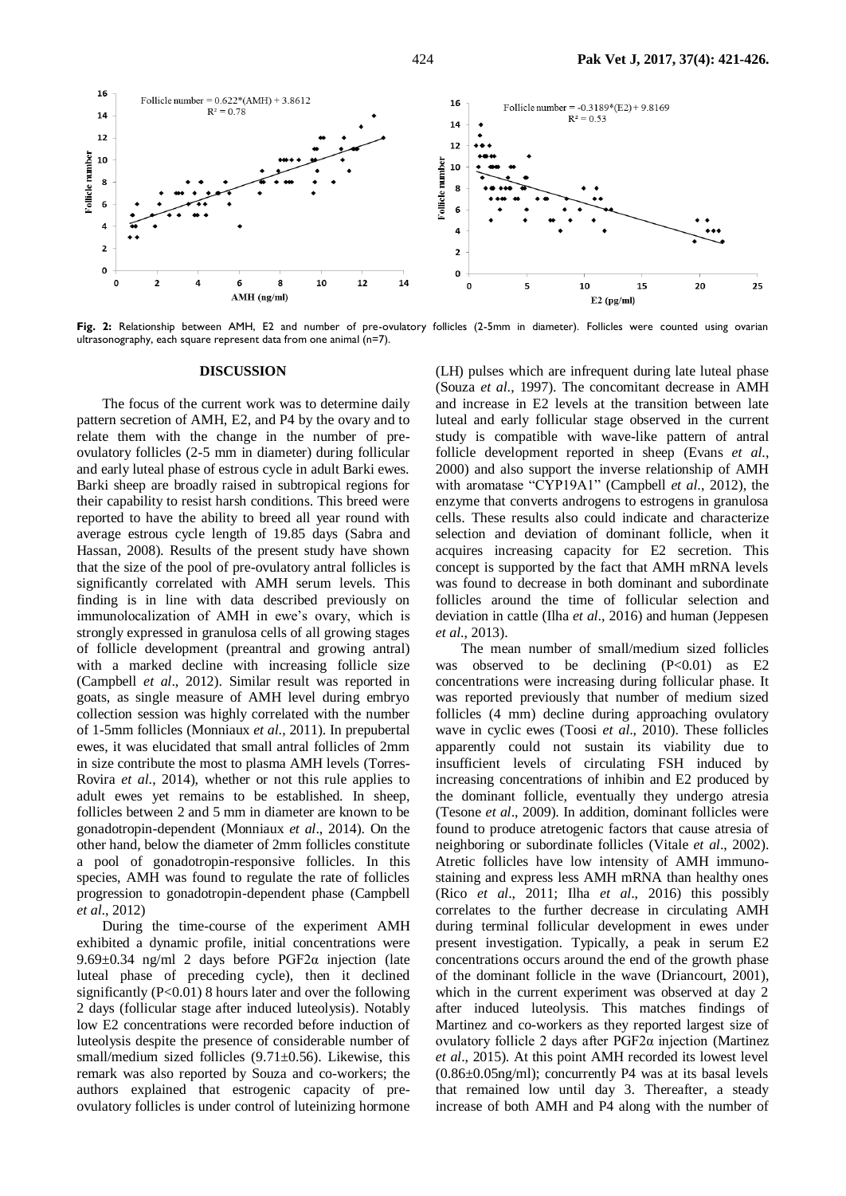**Fig. 2:** Relationship between AMH, E2 and number of pre-ovulatory follicles (2-5mm in diameter). Follicles were counted using ovarian ultrasonography, each square represent data from one animal (n=7).

## DISCUSSION

The focus of the current work was to determine daily pattern secretion of AMH, E2, and P4 by the ovary and to relate them with the change in the number of pre-ovulatory follicles (2-5 mm in diameter) during follicular and early luteal phase of estrous cycle in adult Barki ewes. Barki sheep are broadly raised in subtropical regions for their capability to resist harsh conditions. This breed were reported to have the ability to breed all year round with average estrous cycle length of 19.85 days (Sabra and Hassan, 2008). Results of the present study have shown that the size of the pool of pre-ovulatory antral follicles is significantly correlated with AMH serum levels. This finding is in line with data described previously on immunolocalization of AMH in ewe's ovary, which is strongly expressed in granulosa cells of all growing stages of follicle development (preantral and growing antral) with a marked decline with increasing follicle size (Campbell *et al*., 2012). Similar result was reported in goats, as single measure of AMH level during embryo collection session was highly correlated with the number of 1-5mm follicles (Monniaux *et al*., 2011). In prepubertal ewes, it was elucidated that small antral follicles of 2mm in size contribute the most to plasma AMH levels (Torres-Rovira *et al*., 2014), whether or not this rule applies to adult ewes yet remains to be established. In sheep, follicles between 2 and 5 mm in diameter are known to be gonadotropin-dependent (Monniaux *et al*., 2014). On the other hand, below the diameter of 2mm follicles constitute a pool of gonadotropin-responsive follicles. In this species, AMH was found to regulate the rate of follicles progression to gonadotropin-dependent phase (Campbell *et al*., 2012)

During the time-course of the experiment AMH exhibited a dynamic profile, initial concentrations were 9.69±0.34 ng/ml 2 days before PGF2α injection (late luteal phase of preceding cycle), then it declined significantly ($P<0.01$) 8 hours later and over the following 2 days (follicular stage after induced luteolysis). Notably low E2 concentrations were recorded before induction of luteolysis despite the presence of considerable number of small/medium sized follicles (9.71±0.56). Likewise, this remark was also reported by Souza and co-workers; the authors explained that estrogenic capacity of pre-ovulatory follicles is under control of luteinizing hormone (LH) pulses which are infrequent during late luteal phase (Souza *et al*., 1997). The concomitant decrease in AMH and increase in E2 levels at the transition between late luteal and early follicular stage observed in the current study is compatible with wave-like pattern of antral follicle development reported in sheep (Evans *et al*., 2000) and also support the inverse relationship of AMH with aromatase "CYP19A1" (Campbell *et al*., 2012), the enzyme that converts androgens to estrogens in granulosa cells. These results also could indicate and characterize selection and deviation of dominant follicle, when it acquires increasing capacity for E2 secretion. This concept is supported by the fact that AMH mRNA levels was found to decrease in both dominant and subordinate follicles around the time of follicular selection and deviation in cattle (Ilha *et al*., 2016) and human (Jeppesen *et al*., 2013).

The mean number of small/medium sized follicles was observed to be declining ($P<0.01$) as E2 concentrations were increasing during follicular phase. It was reported previously that number of medium sized follicles (4 mm) decline during approaching ovulatory wave in cyclic ewes (Toosi *et al*., 2010). These follicles apparently could not sustain its viability due to insufficient levels of circulating FSH induced by increasing concentrations of inhibin and E2 produced by the dominant follicle, eventually they undergo atresia (Tesone *et al*., 2009). In addition, dominant follicles were found to produce atretogenic factors that cause atresia of neighboring or subordinate follicles (Vitale *et al*., 2002). Atretic follicles have low intensity of AMH immuno-staining and express less AMH mRNA than healthy ones (Rico *et al*., 2011; Ilha *et al*., 2016) this possibly correlates to the further decrease in circulating AMH during terminal follicular development in ewes under present investigation. Typically, a peak in serum E2 concentrations occurs around the end of the growth phase of the dominant follicle in the wave (Driancourt, 2001), which in the current experiment was observed at day 2 after induced luteolysis. This matches findings of Martinez and co-workers as they reported largest size of ovulatory follicle 2 days after PGF2α injection (Martinez *et al*., 2015). At this point AMH recorded its lowest level (0.86±0.05ng/ml); concurrently P4 was at its basal levels that remained low until day 3. Thereafter, a steady increase of both AMH and P4 along with the number of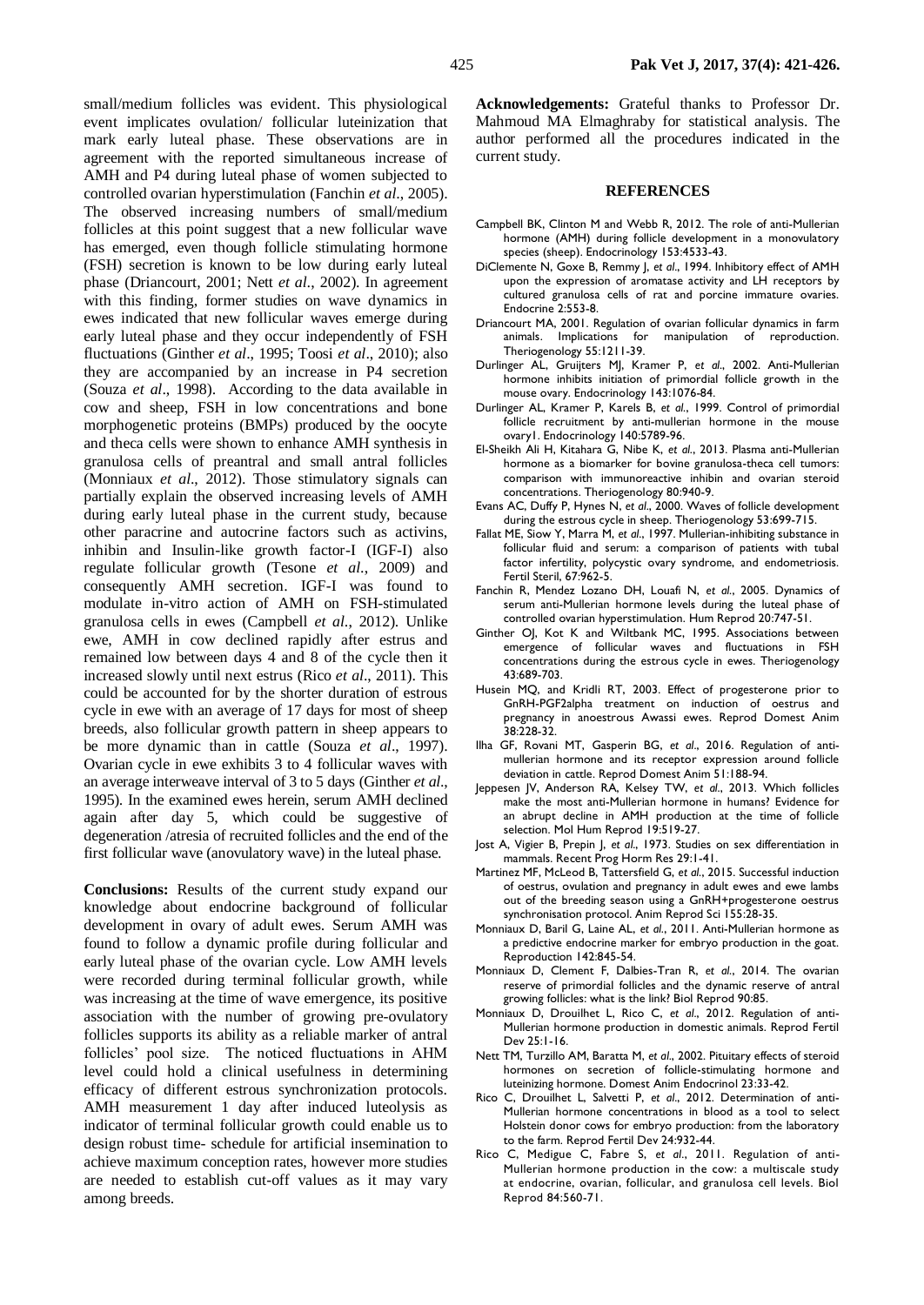small/medium follicles was evident. This physiological event implicates ovulation/ follicular luteinization that mark early luteal phase. These observations are in agreement with the reported simultaneous increase of AMH and P4 during luteal phase of women subjected to controlled ovarian hyperstimulation (Fanchin *et al*., 2005). The observed increasing numbers of small/medium follicles at this point suggest that a new follicular wave has emerged, even though follicle stimulating hormone (FSH) secretion is known to be low during early luteal phase (Driancourt, 2001; Nett *et al*., 2002). In agreement with this finding, former studies on wave dynamics in ewes indicated that new follicular waves emerge during early luteal phase and they occur independently of FSH fluctuations (Ginther *et al*., 1995; Toosi *et al*., 2010); also they are accompanied by an increase in P4 secretion (Souza *et al*., 1998). According to the data available in cow and sheep, FSH in low concentrations and bone morphogenetic proteins (BMPs) produced by the oocyte and theca cells were shown to enhance AMH synthesis in granulosa cells of preantral and small antral follicles (Monniaux *et al*., 2012). Those stimulatory signals can partially explain the observed increasing levels of AMH during early luteal phase in the current study, because other paracrine and autocrine factors such as activins, inhibin and Insulin-like growth factor-I (IGF-I) also regulate follicular growth (Tesone *et al*., 2009) and consequently AMH secretion. IGF-I was found to modulate in-vitro action of AMH on FSH-stimulated granulosa cells in ewes (Campbell *et al*., 2012). Unlike ewe, AMH in cow declined rapidly after estrus and remained low between days 4 and 8 of the cycle then it increased slowly until next estrus (Rico *et al*., 2011). This could be accounted for by the shorter duration of estrous cycle in ewe with an average of 17 days for most of sheep breeds, also follicular growth pattern in sheep appears to be more dynamic than in cattle (Souza *et al*., 1997). Ovarian cycle in ewe exhibits 3 to 4 follicular waves with an average interweave interval of 3 to 5 days (Ginther *et al*., 1995). In the examined ewes herein, serum AMH declined again after day 5, which could be suggestive of degeneration /atresia of recruited follicles and the end of the first follicular wave (anovulatory wave) in the luteal phase.

**Conclusions:** Results of the current study expand our knowledge about endocrine background of follicular development in ovary of adult ewes. Serum AMH was found to follow a dynamic profile during follicular and early luteal phase of the ovarian cycle. Low AMH levels were recorded during terminal follicular growth, while was increasing at the time of wave emergence, its positive association with the number of growing pre-ovulatory follicles supports its ability as a reliable marker of antral follicles' pool size. The noticed fluctuations in AHM level could hold a clinical usefulness in determining efficacy of different estrous synchronization protocols. AMH measurement 1 day after induced luteolysis as indicator of terminal follicular growth could enable us to design robust time- schedule for artificial insemination to achieve maximum conception rates, however more studies are needed to establish cut-off values as it may vary among breeds.

**Acknowledgements:** Grateful thanks to Professor Dr. Mahmoud MA Elmaghraby for statistical analysis. The author performed all the procedures indicated in the current study.

## REFERENCES

Campbell BK, Clinton M and Webb R, 2012. The role of anti-Mullerian hormone (AMH) during follicle development in a monovulatory species (sheep). Endocrinology 153:4533-43.

DiClemente N, Goxe B, Remmy J, *et al*., 1994. Inhibitory effect of AMH upon the expression of aromatase activity and LH receptors by cultured granulosa cells of rat and porcine immature ovaries. Endocrine 2:553-8.

Driancourt MA, 2001. Regulation of ovarian follicular dynamics in farm animals. Implications for manipulation of reproduction. Theriogenology 55:1211-39.

Durlinger AL, Gruijters MJ, Kramer P, *et al*., 2002. Anti-Mullerian hormone inhibits initiation of primordial follicle growth in the mouse ovary. Endocrinology 143:1076-84.

Durlinger AL, Kramer P, Karels B, *et al*., 1999. Control of primordial follicle recruitment by anti-mullerian hormone in the mouse ovary1. Endocrinology 140:5789-96.

El-Sheikh Ali H, Kitahara G, Nibe K, *et al*., 2013. Plasma anti-Mullerian hormone as a biomarker for bovine granulosa-theca cell tumors: comparison with immunoreactive inhibin and ovarian steroid concentrations. Theriogenology 80:940-9.

Evans AC, Duffy P, Hynes N, *et al*., 2000. Waves of follicle development during the estrous cycle in sheep. Theriogenology 53:699-715.

Fallat ME, Siow Y, Marra M, *et al*., 1997. Mullerian-inhibiting substance in follicular fluid and serum: a comparison of patients with tubal factor infertility, polycystic ovary syndrome, and endometriosis. Fertil Steril, 67:962-5.

Fanchin R, Mendez Lozano DH, Louafi N, *et al*., 2005. Dynamics of serum anti-Mullerian hormone levels during the luteal phase of controlled ovarian hyperstimulation. Hum Reprod 20:747-51.

Ginther OJ, Kot K and Wiltbank MC, 1995. Associations between emergence of follicular waves and fluctuations in FSH concentrations during the estrous cycle in ewes. Theriogenology 43:689-703.

Husein MQ, and Kridli RT, 2003. Effect of progesterone prior to GnRH-PGF2alpha treatment on induction of oestrus and pregnancy in anoestrous Awassi ewes. Reprod Domest Anim 38:228-32.

Ilha GF, Rovani MT, Gasperin BG, *et al*., 2016. Regulation of anti-mullerian hormone and its receptor expression around follicle deviation in cattle. Reprod Domest Anim 51:188-94.

Jeppesen JV, Anderson RA, Kelsey TW, *et al*., 2013. Which follicles make the most anti-Mullerian hormone in humans? Evidence for an abrupt decline in AMH production at the time of follicle selection. Mol Hum Reprod 19:519-27.

Jost A, Vigier B, Prepin J, *et al*., 1973. Studies on sex differentiation in mammals. Recent Prog Horm Res 29:1-41.

Martinez MF, McLeod B, Tattersfield G, *et al*., 2015. Successful induction of oestrus, ovulation and pregnancy in adult ewes and ewe lambs out of the breeding season using a GnRH+progesterone oestrus synchronisation protocol. Anim Reprod Sci 155:28-35.

Monniaux D, Baril G, Laine AL, *et al*., 2011. Anti-Mullerian hormone as a predictive endocrine marker for embryo production in the goat. Reproduction 142:845-54.

Monniaux D, Clement F, Dalbies-Tran R, *et al*., 2014. The ovarian reserve of primordial follicles and the dynamic reserve of antral growing follicles: what is the link? Biol Reprod 90:85.

Monniaux D, Drouilhet L, Rico C, *et al*., 2012. Regulation of anti-Mullerian hormone production in domestic animals. Reprod Fertil Dev 25:1-16.

Nett TM, Turzillo AM, Baratta M, *et al*., 2002. Pituitary effects of steroid hormones on secretion of follicle-stimulating hormone and luteinizing hormone. Domest Anim Endocrinol 23:33-42.

Rico C, Drouilhet L, Salvetti P, *et al*., 2012. Determination of anti-Mullerian hormone concentrations in blood as a tool to select Holstein donor cows for embryo production: from the laboratory to the farm. Reprod Fertil Dev 24:932-44.

Rico C, Medigue C, Fabre S, *et al*., 2011. Regulation of anti-Mullerian hormone production in the cow: a multiscale study at endocrine, ovarian, follicular, and granulosa cell levels. Biol Reprod 84:560-71.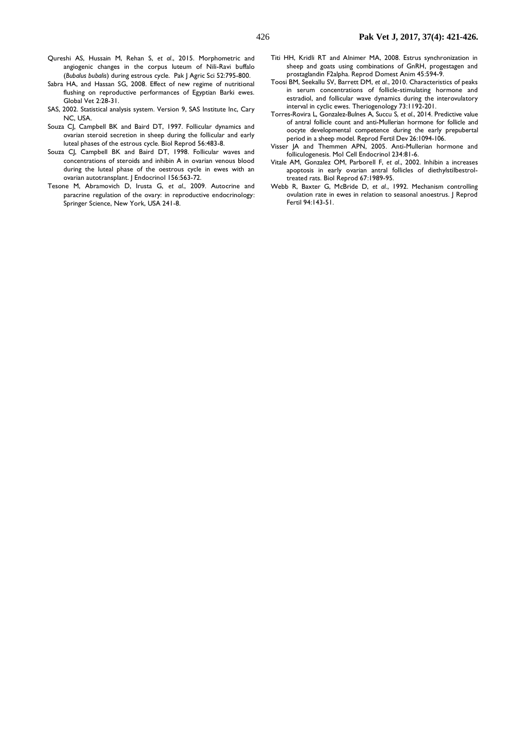Qureshi AS, Hussain M, Rehan S, *et al*., 2015. Morphometric and angiogenic changes in the corpus luteum of Nili-Ravi buffalo (*Bubalus bubalis*) during estrous cycle. Pak J Agric Sci 52:795-800.

Sabra HA, and Hassan SG, 2008. Effect of new regime of nutritional flushing on reproductive performances of Egyptian Barki ewes. Global Vet 2:28-31.

SAS, 2002. Statistical analysis system. Version 9, SAS Institute Inc, Cary NC, USA.

Souza CJ, Campbell BK and Baird DT, 1997. Follicular dynamics and ovarian steroid secretion in sheep during the follicular and early luteal phases of the estrous cycle. Biol Reprod 56:483-8.

Souza CJ, Campbell BK and Baird DT, 1998. Follicular waves and concentrations of steroids and inhibin A in ovarian venous blood during the luteal phase of the oestrous cycle in ewes with an ovarian autotransplant. J Endocrinol 156:563-72.

Tesone M, Abramovich D, Irusta G, *et al*., 2009. Autocrine and paracrine regulation of the ovary: in reproductive endocrinology: Springer Science, New York, USA 241-8.

Titi HH, Kridli RT and Alnimer MA, 2008. Estrus synchronization in sheep and goats using combinations of GnRH, progestagen and prostaglandin F2alpha. Reprod Domest Anim 45:594-9.

Toosi BM, Seekallu SV, Barrett DM, *et al*., 2010. Characteristics of peaks in serum concentrations of follicle-stimulating hormone and estradiol, and follicular wave dynamics during the interovulatory interval in cyclic ewes. Theriogenology 73:1192-201.

Torres-Rovira L, Gonzalez-Bulnes A, Succu S, *et al*., 2014. Predictive value of antral follicle count and anti-Mullerian hormone for follicle and oocyte developmental competence during the early prepubertal period in a sheep model. Reprod Fertil Dev 26:1094-106.

Visser JA and Themmen APN, 2005. Anti-Mullerian hormone and folliculogenesis. Mol Cell Endocrinol 234:81-6.

Vitale AM, Gonzalez OM, Parborell F, *et al*., 2002. Inhibin a increases apoptosis in early ovarian antral follicles of diethylstilbestrol-treated rats. Biol Reprod 67:1989-95.

Webb R, Baxter G, McBride D, *et al*., 1992. Mechanism controlling ovulation rate in ewes in relation to seasonal anoestrus. J Reprod Fertil 94:143-51.